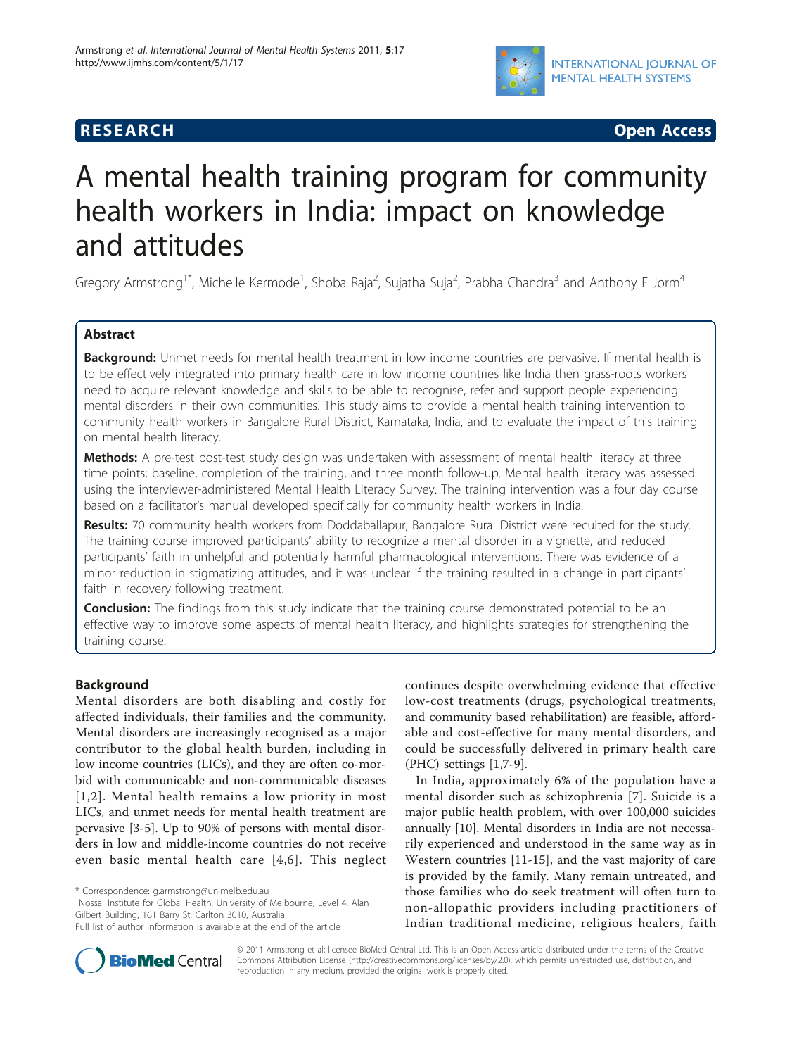**RESEARCH** **Open Access**

# A mental health training program for community health workers in India: impact on knowledge and attitudes

Gregory Armstrong[1*], Michelle Kermode[1], Shoba Raja[2], Sujatha Suja[2], Prabha Chandra[3] and Anthony F Jorm[4]

## Abstract

**Background:** Unmet needs for mental health treatment in low income countries are pervasive. If mental health is to be effectively integrated into primary health care in low income countries like India then grass-roots workers need to acquire relevant knowledge and skills to be able to recognise, refer and support people experiencing mental disorders in their own communities. This study aims to provide a mental health training intervention to community health workers in Bangalore Rural District, Karnataka, India, and to evaluate the impact of this training on mental health literacy.

**Methods:** A pre-test post-test study design was undertaken with assessment of mental health literacy at three time points; baseline, completion of the training, and three month follow-up. Mental health literacy was assessed using the interviewer-administered Mental Health Literacy Survey. The training intervention was a four day course based on a facilitator's manual developed specifically for community health workers in India.

**Results:** 70 community health workers from Doddaballapur, Bangalore Rural District were recuited for the study. The training course improved participants' ability to recognize a mental disorder in a vignette, and reduced participants' faith in unhelpful and potentially harmful pharmacological interventions. There was evidence of a minor reduction in stigmatizing attitudes, and it was unclear if the training resulted in a change in participants' faith in recovery following treatment.

**Conclusion:** The findings from this study indicate that the training course demonstrated potential to be an effective way to improve some aspects of mental health literacy, and highlights strategies for strengthening the training course.

## Background

Mental disorders are both disabling and costly for affected individuals, their families and the community. Mental disorders are increasingly recognised as a major contributor to the global health burden, including in low income countries (LICs), and they are often co-morbid with communicable and non-communicable diseases [1,2]. Mental health remains a low priority in most LICs, and unmet needs for mental health treatment are pervasive [3-5]. Up to 90% of persons with mental disorders in low and middle-income countries do not receive even basic mental health care [4,6]. This neglect continues despite overwhelming evidence that effective low-cost treatments (drugs, psychological treatments, and community based rehabilitation) are feasible, affordable and cost-effective for many mental disorders, and could be successfully delivered in primary health care (PHC) settings [1,7-9].

In India, approximately 6% of the population have a mental disorder such as schizophrenia [7]. Suicide is a major public health problem, with over 100,000 suicides annually [10]. Mental disorders in India are not necessarily experienced and understood in the same way as in Western countries [11-15], and the vast majority of care is provided by the family. Many remain untreated, and those families who do seek treatment will often turn to non-allopathic providers including practitioners of Indian traditional medicine, religious healers, faith

\* Correspondence: g.armstrong@unimelb.edu.au
[1]Nossal Institute for Global Health, University of Melbourne, Level 4, Alan Gilbert Building, 161 Barry St, Carlton 3010, Australia
Full list of author information is available at the end of the article

© 2011 Armstrong et al; licensee BioMed Central Ltd. This is an Open Access article distributed under the terms of the Creative Commons Attribution License (http://creativecommons.org/licenses/by/2.0), which permits unrestricted use, distribution, and reproduction in any medium, provided the original work is properly cited.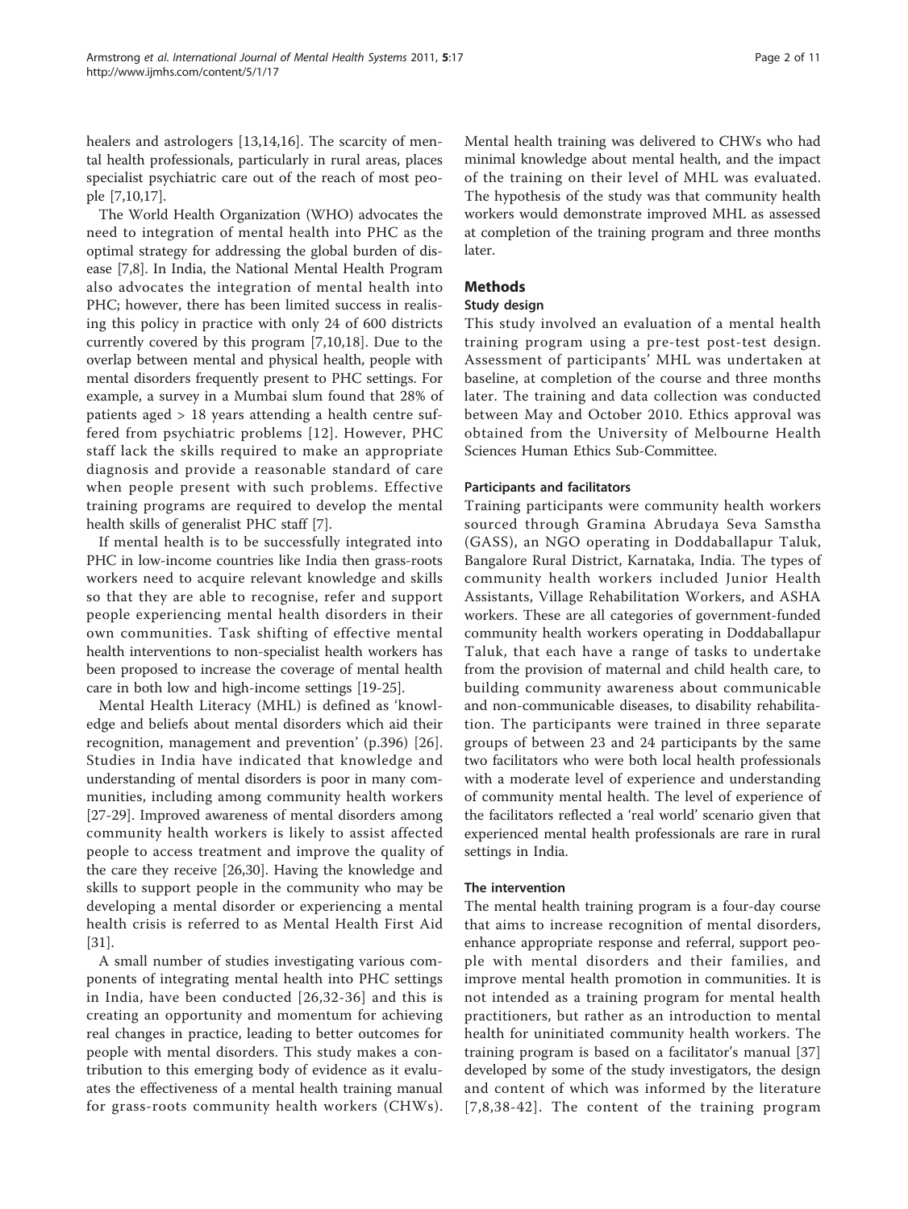healers and astrologers [13,14,16]. The scarcity of mental health professionals, particularly in rural areas, places specialist psychiatric care out of the reach of most people [7,10,17].

The World Health Organization (WHO) advocates the need to integration of mental health into PHC as the optimal strategy for addressing the global burden of disease [7,8]. In India, the National Mental Health Program also advocates the integration of mental health into PHC; however, there has been limited success in realising this policy in practice with only 24 of 600 districts currently covered by this program [7,10,18]. Due to the overlap between mental and physical health, people with mental disorders frequently present to PHC settings. For example, a survey in a Mumbai slum found that 28% of patients aged > 18 years attending a health centre suffered from psychiatric problems [12]. However, PHC staff lack the skills required to make an appropriate diagnosis and provide a reasonable standard of care when people present with such problems. Effective training programs are required to develop the mental health skills of generalist PHC staff [7].

If mental health is to be successfully integrated into PHC in low-income countries like India then grass-roots workers need to acquire relevant knowledge and skills so that they are able to recognise, refer and support people experiencing mental health disorders in their own communities. Task shifting of effective mental health interventions to non-specialist health workers has been proposed to increase the coverage of mental health care in both low and high-income settings [19-25].

Mental Health Literacy (MHL) is defined as 'knowledge and beliefs about mental disorders which aid their recognition, management and prevention' (p.396) [26]. Studies in India have indicated that knowledge and understanding of mental disorders is poor in many communities, including among community health workers [27-29]. Improved awareness of mental disorders among community health workers is likely to assist affected people to access treatment and improve the quality of the care they receive [26,30]. Having the knowledge and skills to support people in the community who may be developing a mental disorder or experiencing a mental health crisis is referred to as Mental Health First Aid [31].

A small number of studies investigating various components of integrating mental health into PHC settings in India, have been conducted [26,32-36] and this is creating an opportunity and momentum for achieving real changes in practice, leading to better outcomes for people with mental disorders. This study makes a contribution to this emerging body of evidence as it evaluates the effectiveness of a mental health training manual for grass-roots community health workers (CHWs). Mental health training was delivered to CHWs who had minimal knowledge about mental health, and the impact of the training on their level of MHL was evaluated. The hypothesis of the study was that community health workers would demonstrate improved MHL as assessed at completion of the training program and three months later.

## Methods

### Study design

This study involved an evaluation of a mental health training program using a pre-test post-test design. Assessment of participants' MHL was undertaken at baseline, at completion of the course and three months later. The training and data collection was conducted between May and October 2010. Ethics approval was obtained from the University of Melbourne Health Sciences Human Ethics Sub-Committee.

#### Participants and facilitators

Training participants were community health workers sourced through Gramina Abrudaya Seva Samstha (GASS), an NGO operating in Doddaballapur Taluk, Bangalore Rural District, Karnataka, India. The types of community health workers included Junior Health Assistants, Village Rehabilitation Workers, and ASHA workers. These are all categories of government-funded community health workers operating in Doddaballapur Taluk, that each have a range of tasks to undertake from the provision of maternal and child health care, to building community awareness about communicable and non-communicable diseases, to disability rehabilitation. The participants were trained in three separate groups of between 23 and 24 participants by the same two facilitators who were both local health professionals with a moderate level of experience and understanding of community mental health. The level of experience of the facilitators reflected a 'real world' scenario given that experienced mental health professionals are rare in rural settings in India.

#### The intervention

The mental health training program is a four-day course that aims to increase recognition of mental disorders, enhance appropriate response and referral, support people with mental disorders and their families, and improve mental health promotion in communities. It is not intended as a training program for mental health practitioners, but rather as an introduction to mental health for uninitiated community health workers. The training program is based on a facilitator's manual [37] developed by some of the study investigators, the design and content of which was informed by the literature [7,8,38-42]. The content of the training program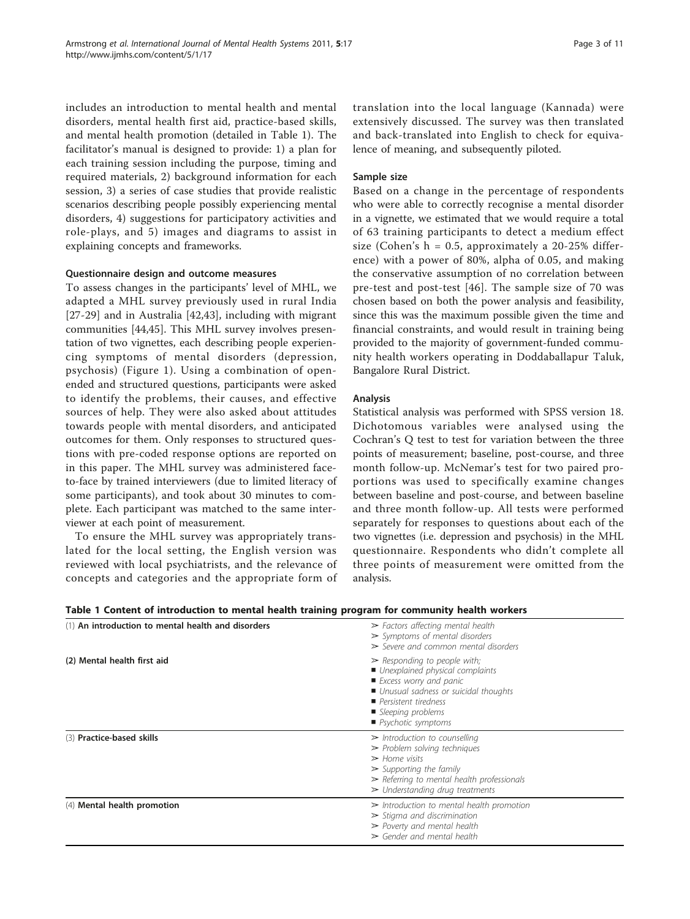includes an introduction to mental health and mental disorders, mental health first aid, practice-based skills, and mental health promotion (detailed in Table 1). The facilitator's manual is designed to provide: 1) a plan for each training session including the purpose, timing and required materials, 2) background information for each session, 3) a series of case studies that provide realistic scenarios describing people possibly experiencing mental disorders, 4) suggestions for participatory activities and role-plays, and 5) images and diagrams to assist in explaining concepts and frameworks.

### Questionnaire design and outcome measures

To assess changes in the participants' level of MHL, we adapted a MHL survey previously used in rural India [27-29] and in Australia [42,43], including with migrant communities [44,45]. This MHL survey involves presentation of two vignettes, each describing people experiencing symptoms of mental disorders (depression, psychosis) (Figure 1). Using a combination of open-ended and structured questions, participants were asked to identify the problems, their causes, and effective sources of help. They were also asked about attitudes towards people with mental disorders, and anticipated outcomes for them. Only responses to structured questions with pre-coded response options are reported on in this paper. The MHL survey was administered face-to-face by trained interviewers (due to limited literacy of some participants), and took about 30 minutes to complete. Each participant was matched to the same interviewer at each point of measurement.

To ensure the MHL survey was appropriately translated for the local setting, the English version was reviewed with local psychiatrists, and the relevance of concepts and categories and the appropriate form of translation into the local language (Kannada) were extensively discussed. The survey was then translated and back-translated into English to check for equivalence of meaning, and subsequently piloted.

### Sample size

Based on a change in the percentage of respondents who were able to correctly recognise a mental disorder in a vignette, we estimated that we would require a total of 63 training participants to detect a medium effect size (Cohen's h = 0.5, approximately a 20-25% difference) with a power of 80%, alpha of 0.05, and making the conservative assumption of no correlation between pre-test and post-test [46]. The sample size of 70 was chosen based on both the power analysis and feasibility, since this was the maximum possible given the time and financial constraints, and would result in training being provided to the majority of government-funded community health workers operating in Doddaballapur Taluk, Bangalore Rural District.

### Analysis

Statistical analysis was performed with SPSS version 18. Dichotomous variables were analysed using the Cochran's Q test to test for variation between the three points of measurement; baseline, post-course, and three month follow-up. McNemar's test for two paired proportions was used to specifically examine changes between baseline and post-course, and between baseline and three month follow-up. All tests were performed separately for responses to questions about each of the two vignettes (i.e. depression and psychosis) in the MHL questionnaire. Respondents who didn't complete all three points of measurement were omitted from the analysis.

**Table 1 Content of introduction to mental health training program for community health workers**

| | |
|---|---|
| (1) **An introduction to mental health and disorders** | ➢ *Factors affecting mental health*<br>➢ *Symptoms of mental disorders*<br>➢ *Severe and common mental disorders* |
| **(2) Mental health first aid** | ➢ *Responding to people with;*<br>■ *Unexplained physical complaints*<br>■ *Excess worry and panic*<br>■ *Unusual sadness or suicidal thoughts*<br>■ *Persistent tiredness*<br>■ *Sleeping problems*<br>■ *Psychotic symptoms* |
| (3) **Practice-based skills** | ➢ *Introduction to counselling*<br>➢ *Problem solving techniques*<br>➢ *Home visits*<br>➢ *Supporting the family*<br>➢ *Referring to mental health professionals*<br>➢ *Understanding drug treatments* |
| (4) **Mental health promotion** | ➢ *Introduction to mental health promotion*<br>➢ *Stigma and discrimination*<br>➢ *Poverty and mental health*<br>➢ *Gender and mental health* |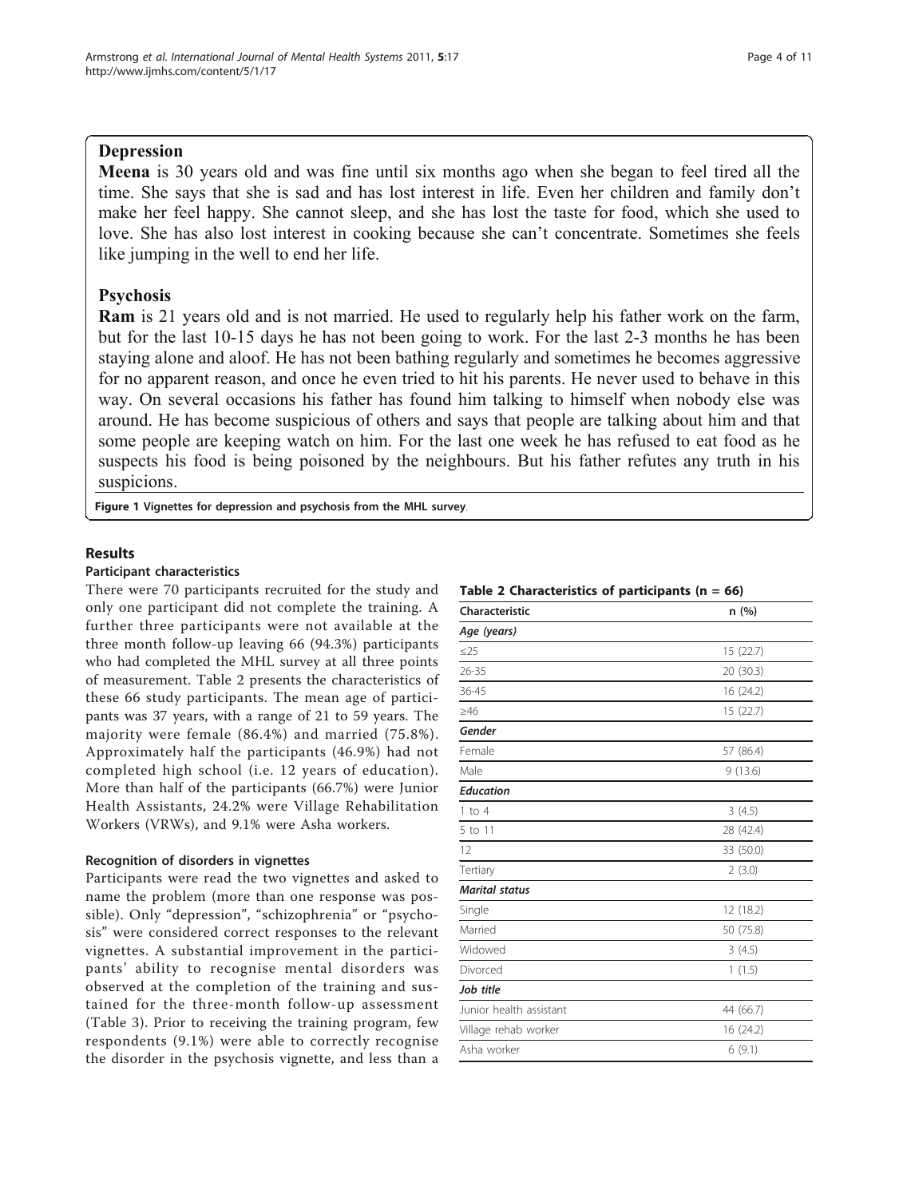**Depression**

**Meena** is 30 years old and was fine until six months ago when she began to feel tired all the time. She says that she is sad and has lost interest in life. Even her children and family don't make her feel happy. She cannot sleep, and she has lost the taste for food, which she used to love. She has also lost interest in cooking because she can't concentrate. Sometimes she feels like jumping in the well to end her life.

**Psychosis**

**Ram** is 21 years old and is not married. He used to regularly help his father work on the farm, but for the last 10-15 days he has not been going to work. For the last 2-3 months he has been staying alone and aloof. He has not been bathing regularly and sometimes he becomes aggressive for no apparent reason, and once he even tried to hit his parents. He never used to behave in this way. On several occasions his father has found him talking to himself when nobody else was around. He has become suspicious of others and says that people are talking about him and that some people are keeping watch on him. For the last one week he has refused to eat food as he suspects his food is being poisoned by the neighbours. But his father refutes any truth in his suspicions.

**Figure 1 Vignettes for depression and psychosis from the MHL survey.**

## Results

### Participant characteristics

There were 70 participants recruited for the study and only one participant did not complete the training. A further three participants were not available at the three month follow-up leaving 66 (94.3%) participants who had completed the MHL survey at all three points of measurement. Table 2 presents the characteristics of these 66 study participants. The mean age of participants was 37 years, with a range of 21 to 59 years. The majority were female (86.4%) and married (75.8%). Approximately half the participants (46.9%) had not completed high school (i.e. 12 years of education). More than half of the participants (66.7%) were Junior Health Assistants, 24.2% were Village Rehabilitation Workers (VRWs), and 9.1% were Asha workers.

**Table 2 Characteristics of participants (n = 66)**

| Characteristic | n (%) |
|---|---|
| *Age (years)* | |
| ≤25 | 15 (22.7) |
| 26-35 | 20 (30.3) |
| 36-45 | 16 (24.2) |
| ≥46 | 15 (22.7) |
| *Gender* | |
| Female | 57 (86.4) |
| Male | 9 (13.6) |
| *Education* | |
| 1 to 4 | 3 (4.5) |
| 5 to 11 | 28 (42.4) |
| 12 | 33 (50.0) |
| Tertiary | 2 (3.0) |
| *Marital status* | |
| Single | 12 (18.2) |
| Married | 50 (75.8) |
| Widowed | 3 (4.5) |
| Divorced | 1 (1.5) |
| *Job title* | |
| Junior health assistant | 44 (66.7) |
| Village rehab worker | 16 (24.2) |
| Asha worker | 6 (9.1) |

### Recognition of disorders in vignettes

Participants were read the two vignettes and asked to name the problem (more than one response was possible). Only "depression", "schizophrenia" or "psychosis" were considered correct responses to the relevant vignettes. A substantial improvement in the participants' ability to recognise mental disorders was observed at the completion of the training and sustained for the three-month follow-up assessment (Table 3). Prior to receiving the training program, few respondents (9.1%) were able to correctly recognise the disorder in the psychosis vignette, and less than a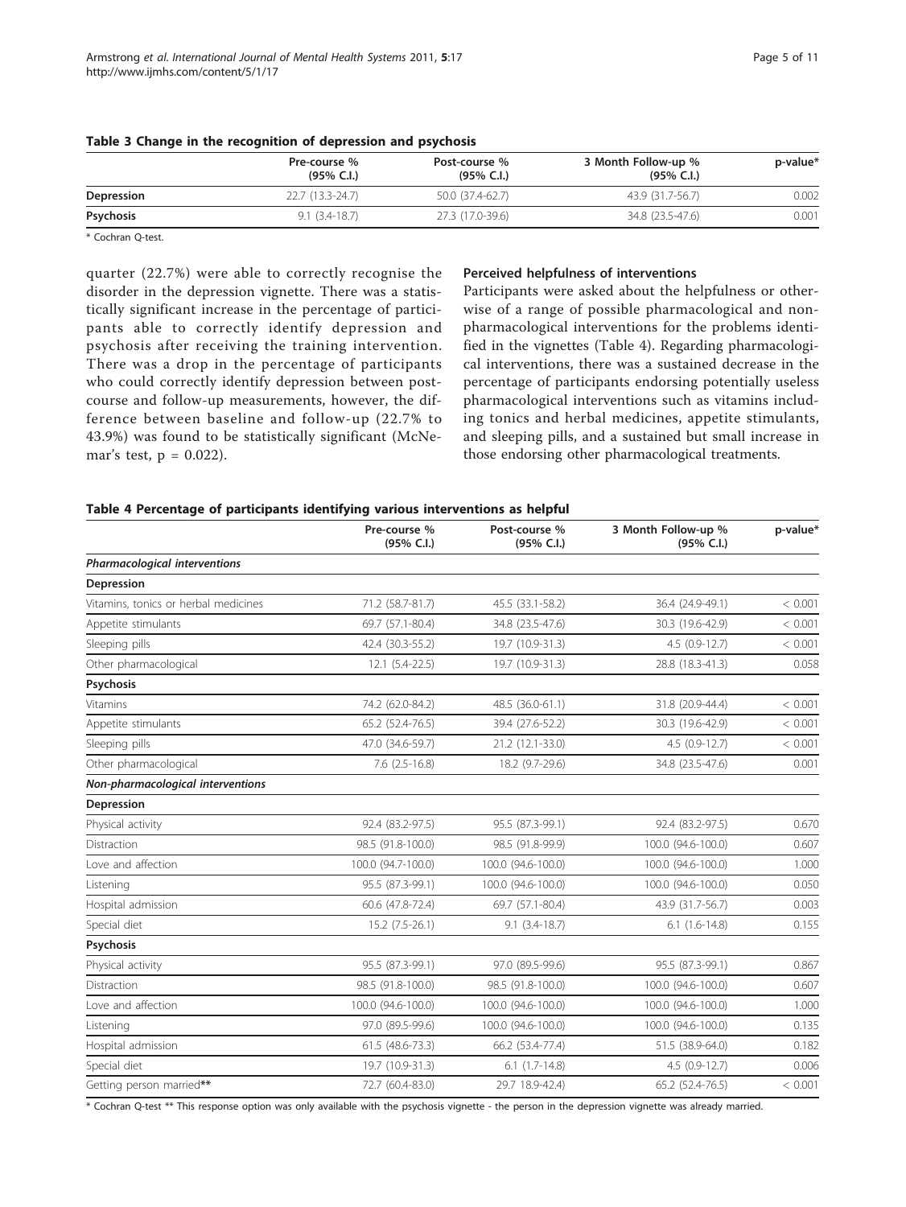**Table 3 Change in the recognition of depression and psychosis**

| | Pre-course % (95% C.I.) | Post-course % (95% C.I.) | 3 Month Follow-up % (95% C.I.) | p-value* |
|---|---|---|---|---|
| **Depression** | 22.7 (13.3-24.7) | 50.0 (37.4-62.7) | 43.9 (31.7-56.7) | 0.002 |
| **Psychosis** | 9.1 (3.4-18.7) | 27.3 (17.0-39.6) | 34.8 (23.5-47.6) | 0.001 |

\* Cochran Q-test.

quarter (22.7%) were able to correctly recognise the disorder in the depression vignette. There was a statistically significant increase in the percentage of participants able to correctly identify depression and psychosis after receiving the training intervention. There was a drop in the percentage of participants who could correctly identify depression between post-course and follow-up measurements, however, the difference between baseline and follow-up (22.7% to 43.9%) was found to be statistically significant (McNemar's test, $p = 0.022$).

### Perceived helpfulness of interventions

Participants were asked about the helpfulness or otherwise of a range of possible pharmacological and non-pharmacological interventions for the problems identified in the vignettes (Table 4). Regarding pharmacological interventions, there was a sustained decrease in the percentage of participants endorsing potentially useless pharmacological interventions such as vitamins including tonics and herbal medicines, appetite stimulants, and sleeping pills, and a sustained but small increase in those endorsing other pharmacological treatments.

**Table 4 Percentage of participants identifying various interventions as helpful**

| | Pre-course % (95% C.I.) | Post-course % (95% C.I.) | 3 Month Follow-up % (95% C.I.) | p-value* |
|---|---|---|---|---|
| ***Pharmacological interventions*** | | | | |
| **Depression** | | | | |
| Vitamins, tonics or herbal medicines | 71.2 (58.7-81.7) | 45.5 (33.1-58.2) | 36.4 (24.9-49.1) | < 0.001 |
| Appetite stimulants | 69.7 (57.1-80.4) | 34.8 (23.5-47.6) | 30.3 (19.6-42.9) | < 0.001 |
| Sleeping pills | 42.4 (30.3-55.2) | 19.7 (10.9-31.3) | 4.5 (0.9-12.7) | < 0.001 |
| Other pharmacological | 12.1 (5.4-22.5) | 19.7 (10.9-31.3) | 28.8 (18.3-41.3) | 0.058 |
| **Psychosis** | | | | |
| Vitamins | 74.2 (62.0-84.2) | 48.5 (36.0-61.1) | 31.8 (20.9-44.4) | < 0.001 |
| Appetite stimulants | 65.2 (52.4-76.5) | 39.4 (27.6-52.2) | 30.3 (19.6-42.9) | < 0.001 |
| Sleeping pills | 47.0 (34.6-59.7) | 21.2 (12.1-33.0) | 4.5 (0.9-12.7) | < 0.001 |
| Other pharmacological | 7.6 (2.5-16.8) | 18.2 (9.7-29.6) | 34.8 (23.5-47.6) | 0.001 |
| ***Non-pharmacological interventions*** | | | | |
| **Depression** | | | | |
| Physical activity | 92.4 (83.2-97.5) | 95.5 (87.3-99.1) | 92.4 (83.2-97.5) | 0.670 |
| Distraction | 98.5 (91.8-100.0) | 98.5 (91.8-99.9) | 100.0 (94.6-100.0) | 0.607 |
| Love and affection | 100.0 (94.7-100.0) | 100.0 (94.6-100.0) | 100.0 (94.6-100.0) | 1.000 |
| Listening | 95.5 (87.3-99.1) | 100.0 (94.6-100.0) | 100.0 (94.6-100.0) | 0.050 |
| Hospital admission | 60.6 (47.8-72.4) | 69.7 (57.1-80.4) | 43.9 (31.7-56.7) | 0.003 |
| Special diet | 15.2 (7.5-26.1) | 9.1 (3.4-18.7) | 6.1 (1.6-14.8) | 0.155 |
| **Psychosis** | | | | |
| Physical activity | 95.5 (87.3-99.1) | 97.0 (89.5-99.6) | 95.5 (87.3-99.1) | 0.867 |
| Distraction | 98.5 (91.8-100.0) | 98.5 (91.8-100.0) | 100.0 (94.6-100.0) | 0.607 |
| Love and affection | 100.0 (94.6-100.0) | 100.0 (94.6-100.0) | 100.0 (94.6-100.0) | 1.000 |
| Listening | 97.0 (89.5-99.6) | 100.0 (94.6-100.0) | 100.0 (94.6-100.0) | 0.135 |
| Hospital admission | 61.5 (48.6-73.3) | 66.2 (53.4-77.4) | 51.5 (38.9-64.0) | 0.182 |
| Special diet | 19.7 (10.9-31.3) | 6.1 (1.7-14.8) | 4.5 (0.9-12.7) | 0.006 |
| Getting person married** | 72.7 (60.4-83.0) | 29.7 18.9-42.4) | 65.2 (52.4-76.5) | < 0.001 |

\* Cochran Q-test ** This response option was only available with the psychosis vignette - the person in the depression vignette was already married.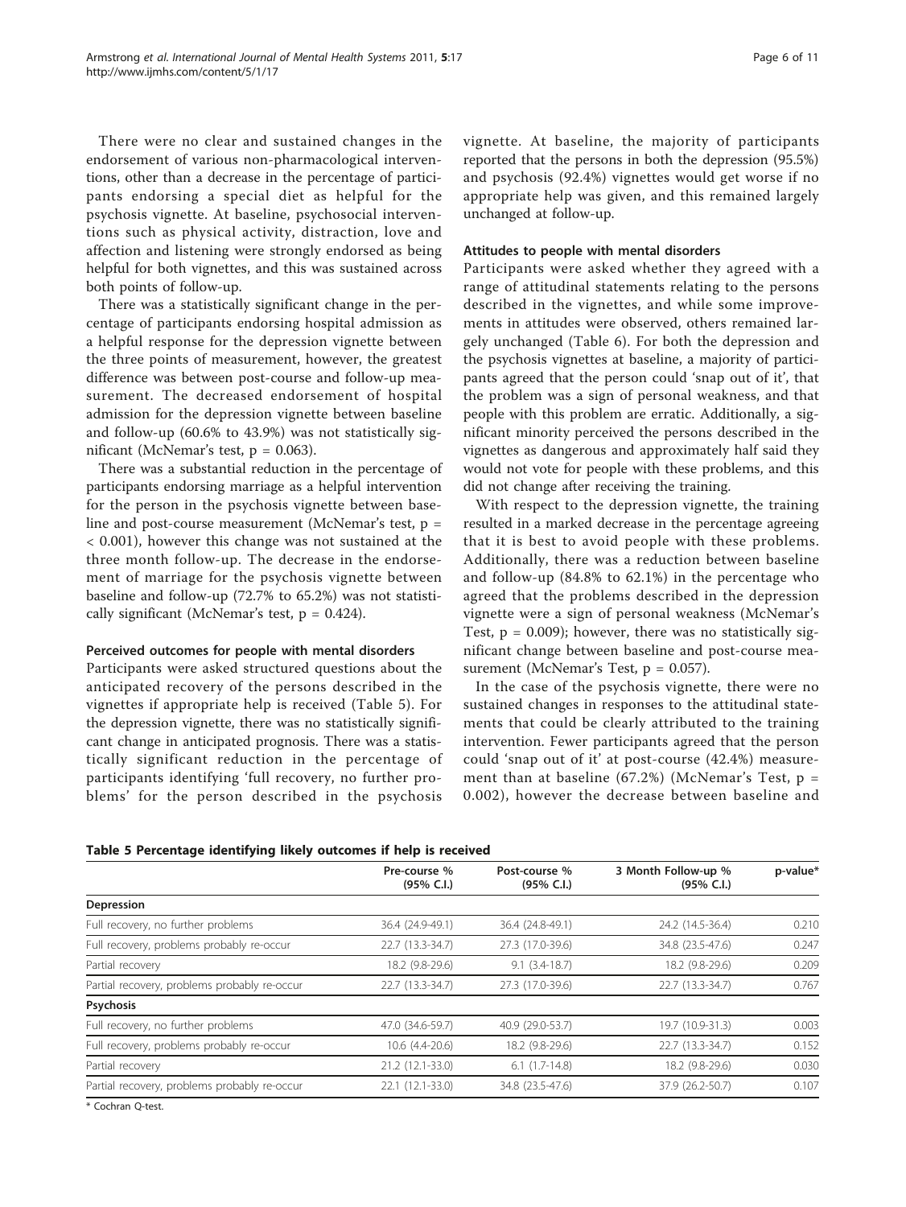There were no clear and sustained changes in the endorsement of various non-pharmacological interventions, other than a decrease in the percentage of participants endorsing a special diet as helpful for the psychosis vignette. At baseline, psychosocial interventions such as physical activity, distraction, love and affection and listening were strongly endorsed as being helpful for both vignettes, and this was sustained across both points of follow-up.

There was a statistically significant change in the percentage of participants endorsing hospital admission as a helpful response for the depression vignette between the three points of measurement, however, the greatest difference was between post-course and follow-up measurement. The decreased endorsement of hospital admission for the depression vignette between baseline and follow-up (60.6% to 43.9%) was not statistically significant (McNemar's test, $p = 0.063$).

There was a substantial reduction in the percentage of participants endorsing marriage as a helpful intervention for the person in the psychosis vignette between baseline and post-course measurement (McNemar's test, $p = < 0.001$), however this change was not sustained at the three month follow-up. The decrease in the endorsement of marriage for the psychosis vignette between baseline and follow-up (72.7% to 65.2%) was not statistically significant (McNemar's test, $p = 0.424$).

### Perceived outcomes for people with mental disorders

Participants were asked structured questions about the anticipated recovery of the persons described in the vignettes if appropriate help is received (Table 5). For the depression vignette, there was no statistically significant change in anticipated prognosis. There was a statistically significant reduction in the percentage of participants identifying 'full recovery, no further problems' for the person described in the psychosis vignette. At baseline, the majority of participants reported that the persons in both the depression (95.5%) and psychosis (92.4%) vignettes would get worse if no appropriate help was given, and this remained largely unchanged at follow-up.

### Attitudes to people with mental disorders

Participants were asked whether they agreed with a range of attitudinal statements relating to the persons described in the vignettes, and while some improvements in attitudes were observed, others remained largely unchanged (Table 6). For both the depression and the psychosis vignettes at baseline, a majority of participants agreed that the person could 'snap out of it', that the problem was a sign of personal weakness, and that people with this problem are erratic. Additionally, a significant minority perceived the persons described in the vignettes as dangerous and approximately half said they would not vote for people with these problems, and this did not change after receiving the training.

With respect to the depression vignette, the training resulted in a marked decrease in the percentage agreeing that it is best to avoid people with these problems. Additionally, there was a reduction between baseline and follow-up (84.8% to 62.1%) in the percentage who agreed that the problems described in the depression vignette were a sign of personal weakness (McNemar's Test, $p = 0.009$); however, there was no statistically significant change between baseline and post-course measurement (McNemar's Test, $p = 0.057$).

In the case of the psychosis vignette, there were no sustained changes in responses to the attitudinal statements that could be clearly attributed to the training intervention. Fewer participants agreed that the person could 'snap out of it' at post-course (42.4%) measurement than at baseline (67.2%) (McNemar's Test, $p = 0.002$), however the decrease between baseline and

**Table 5 Percentage identifying likely outcomes if help is received**

| | Pre-course % (95% C.I.) | Post-course % (95% C.I.) | 3 Month Follow-up % (95% C.I.) | p-value* |
|---|---|---|---|---|
| **Depression** | | | | |
| Full recovery, no further problems | 36.4 (24.9-49.1) | 36.4 (24.8-49.1) | 24.2 (14.5-36.4) | 0.210 |
| Full recovery, problems probably re-occur | 22.7 (13.3-34.7) | 27.3 (17.0-39.6) | 34.8 (23.5-47.6) | 0.247 |
| Partial recovery | 18.2 (9.8-29.6) | 9.1 (3.4-18.7) | 18.2 (9.8-29.6) | 0.209 |
| Partial recovery, problems probably re-occur | 22.7 (13.3-34.7) | 27.3 (17.0-39.6) | 22.7 (13.3-34.7) | 0.767 |
| **Psychosis** | | | | |
| Full recovery, no further problems | 47.0 (34.6-59.7) | 40.9 (29.0-53.7) | 19.7 (10.9-31.3) | 0.003 |
| Full recovery, problems probably re-occur | 10.6 (4.4-20.6) | 18.2 (9.8-29.6) | 22.7 (13.3-34.7) | 0.152 |
| Partial recovery | 21.2 (12.1-33.0) | 6.1 (1.7-14.8) | 18.2 (9.8-29.6) | 0.030 |
| Partial recovery, problems probably re-occur | 22.1 (12.1-33.0) | 34.8 (23.5-47.6) | 37.9 (26.2-50.7) | 0.107 |

\* Cochran Q-test.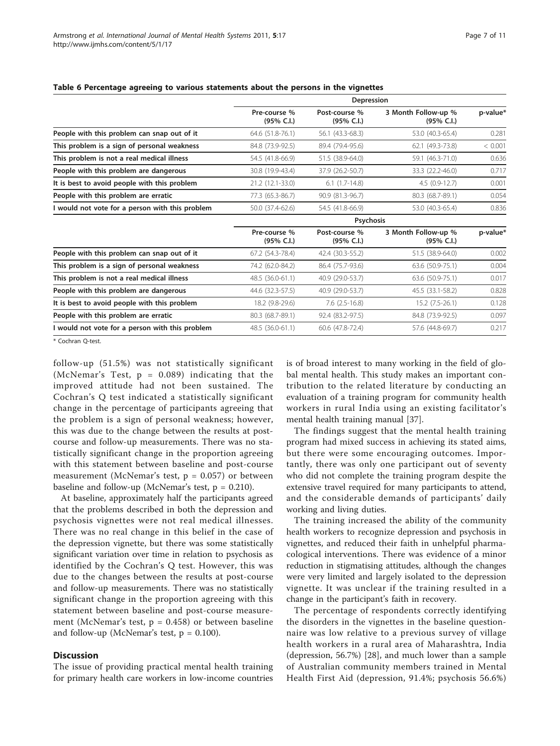**Table 6 Percentage agreeing to various statements about the persons in the vignettes**

| | Depression | | | |
|---|---|---|---|---|
| | Pre-course % (95% C.I.) | Post-course % (95% C.I.) | 3 Month Follow-up % (95% C.I.) | p-value* |
| **People with this problem can snap out of it** | 64.6 (51.8-76.1) | 56.1 (43.3-68.3) | 53.0 (40.3-65.4) | 0.281 |
| **This problem is a sign of personal weakness** | 84.8 (73.9-92.5) | 89.4 (79.4-95.6) | 62.1 (49.3-73.8) | < 0.001 |
| **This problem is not a real medical illness** | 54.5 (41.8-66.9) | 51.5 (38.9-64.0) | 59.1 (46.3-71.0) | 0.636 |
| **People with this problem are dangerous** | 30.8 (19.9-43.4) | 37.9 (26.2-50.7) | 33.3 (22.2-46.0) | 0.717 |
| **It is best to avoid people with this problem** | 21.2 (12.1-33.0) | 6.1 (1.7-14.8) | 4.5 (0.9-12.7) | 0.001 |
| **People with this problem are erratic** | 77.3 (65.3-86.7) | 90.9 (81.3-96.7) | 80.3 (68.7-89.1) | 0.054 |
| **I would not vote for a person with this problem** | 50.0 (37.4-62.6) | 54.5 (41.8-66.9) | 53.0 (40.3-65.4) | 0.836 |
| | **Psychosis** | | | |
| | Pre-course % (95% C.I.) | Post-course % (95% C.I.) | 3 Month Follow-up % (95% C.I.) | p-value* |
| **People with this problem can snap out of it** | 67.2 (54.3-78.4) | 42.4 (30.3-55.2) | 51.5 (38.9-64.0) | 0.002 |
| **This problem is a sign of personal weakness** | 74.2 (62.0-84.2) | 86.4 (75.7-93.6) | 63.6 (50.9-75.1) | 0.004 |
| **This problem is not a real medical illness** | 48.5 (36.0-61.1) | 40.9 (29.0-53.7) | 63.6 (50.9-75.1) | 0.017 |
| **People with this problem are dangerous** | 44.6 (32.3-57.5) | 40.9 (29.0-53.7) | 45.5 (33.1-58.2) | 0.828 |
| **It is best to avoid people with this problem** | 18.2 (9.8-29.6) | 7.6 (2.5-16.8) | 15.2 (7.5-26.1) | 0.128 |
| **People with this problem are erratic** | 80.3 (68.7-89.1) | 92.4 (83.2-97.5) | 84.8 (73.9-92.5) | 0.097 |
| **I would not vote for a person with this problem** | 48.5 (36.0-61.1) | 60.6 (47.8-72.4) | 57.6 (44.8-69.7) | 0.217 |

* Cochran Q-test.

follow-up (51.5%) was not statistically significant (McNemar's Test, $p = 0.089$) indicating that the improved attitude had not been sustained. The Cochran's Q test indicated a statistically significant change in the percentage of participants agreeing that the problem is a sign of personal weakness; however, this was due to the change between the results at post-course and follow-up measurements. There was no statistically significant change in the proportion agreeing with this statement between baseline and post-course measurement (McNemar's test, $p = 0.057$) or between baseline and follow-up (McNemar's test, $p = 0.210$).

At baseline, approximately half the participants agreed that the problems described in both the depression and psychosis vignettes were not real medical illnesses. There was no real change in this belief in the case of the depression vignette, but there was some statistically significant variation over time in relation to psychosis as identified by the Cochran's Q test. However, this was due to the changes between the results at post-course and follow-up measurements. There was no statistically significant change in the proportion agreeing with this statement between baseline and post-course measurement (McNemar's test, $p = 0.458$) or between baseline and follow-up (McNemar's test, $p = 0.100$).

## Discussion

The issue of providing practical mental health training for primary health care workers in low-income countries is of broad interest to many working in the field of global mental health. This study makes an important contribution to the related literature by conducting an evaluation of a training program for community health workers in rural India using an existing facilitator's mental health training manual [37].

The findings suggest that the mental health training program had mixed success in achieving its stated aims, but there were some encouraging outcomes. Importantly, there was only one participant out of seventy who did not complete the training program despite the extensive travel required for many participants to attend, and the considerable demands of participants' daily working and living duties.

The training increased the ability of the community health workers to recognize depression and psychosis in vignettes, and reduced their faith in unhelpful pharmacological interventions. There was evidence of a minor reduction in stigmatising attitudes, although the changes were very limited and largely isolated to the depression vignette. It was unclear if the training resulted in a change in the participant's faith in recovery.

The percentage of respondents correctly identifying the disorders in the vignettes in the baseline questionnaire was low relative to a previous survey of village health workers in a rural area of Maharashtra, India (depression, 56.7%) [28], and much lower than a sample of Australian community members trained in Mental Health First Aid (depression, 91.4%; psychosis 56.6%)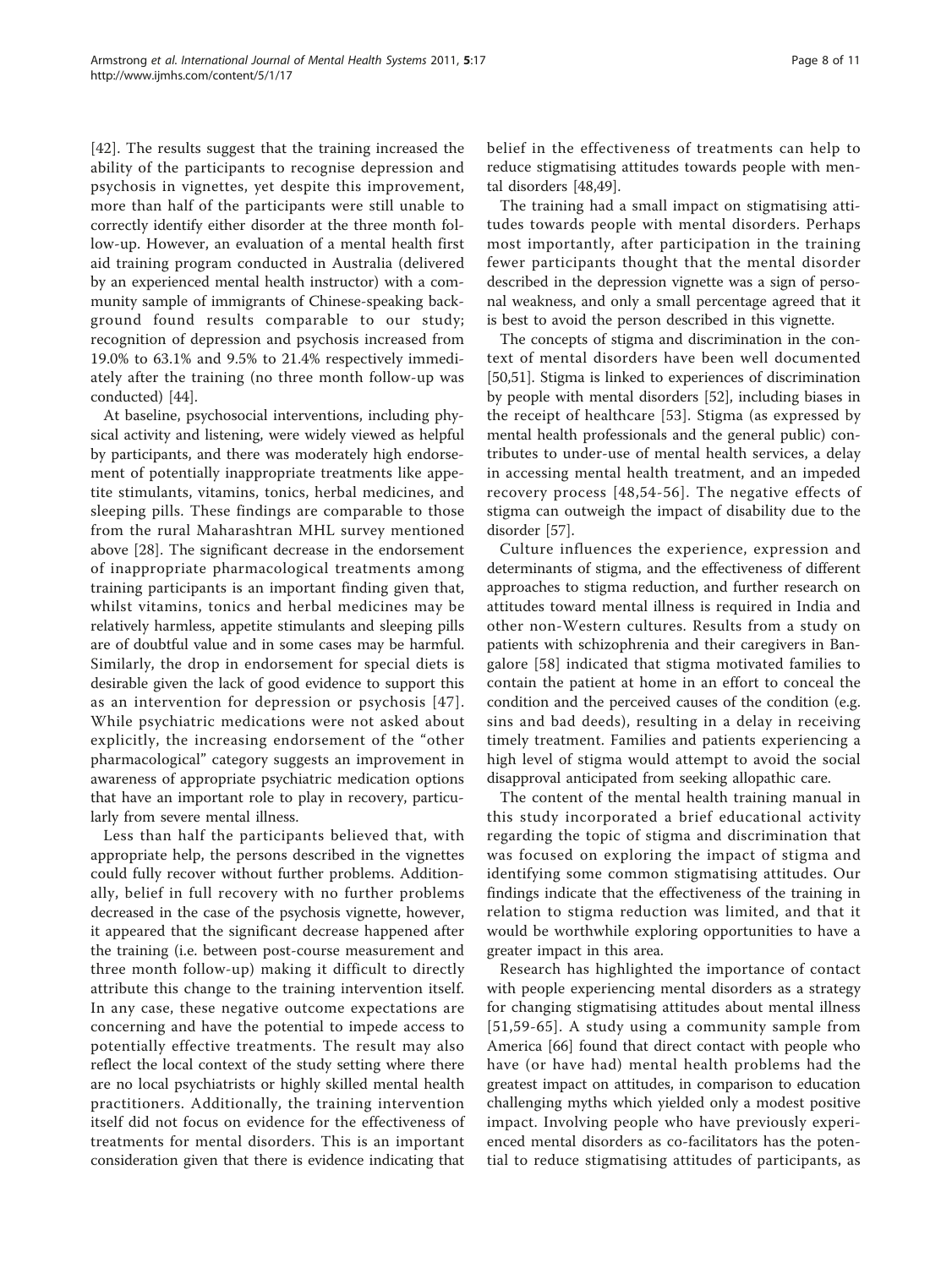[42]. The results suggest that the training increased the ability of the participants to recognise depression and psychosis in vignettes, yet despite this improvement, more than half of the participants were still unable to correctly identify either disorder at the three month follow-up. However, an evaluation of a mental health first aid training program conducted in Australia (delivered by an experienced mental health instructor) with a community sample of immigrants of Chinese-speaking background found results comparable to our study; recognition of depression and psychosis increased from 19.0% to 63.1% and 9.5% to 21.4% respectively immediately after the training (no three month follow-up was conducted) [44].

At baseline, psychosocial interventions, including physical activity and listening, were widely viewed as helpful by participants, and there was moderately high endorsement of potentially inappropriate treatments like appetite stimulants, vitamins, tonics, herbal medicines, and sleeping pills. These findings are comparable to those from the rural Maharashtran MHL survey mentioned above [28]. The significant decrease in the endorsement of inappropriate pharmacological treatments among training participants is an important finding given that, whilst vitamins, tonics and herbal medicines may be relatively harmless, appetite stimulants and sleeping pills are of doubtful value and in some cases may be harmful. Similarly, the drop in endorsement for special diets is desirable given the lack of good evidence to support this as an intervention for depression or psychosis [47]. While psychiatric medications were not asked about explicitly, the increasing endorsement of the "other pharmacological" category suggests an improvement in awareness of appropriate psychiatric medication options that have an important role to play in recovery, particularly from severe mental illness.

Less than half the participants believed that, with appropriate help, the persons described in the vignettes could fully recover without further problems. Additionally, belief in full recovery with no further problems decreased in the case of the psychosis vignette, however, it appeared that the significant decrease happened after the training (i.e. between post-course measurement and three month follow-up) making it difficult to directly attribute this change to the training intervention itself. In any case, these negative outcome expectations are concerning and have the potential to impede access to potentially effective treatments. The result may also reflect the local context of the study setting where there are no local psychiatrists or highly skilled mental health practitioners. Additionally, the training intervention itself did not focus on evidence for the effectiveness of treatments for mental disorders. This is an important consideration given that there is evidence indicating that belief in the effectiveness of treatments can help to reduce stigmatising attitudes towards people with mental disorders [48,49].

The training had a small impact on stigmatising attitudes towards people with mental disorders. Perhaps most importantly, after participation in the training fewer participants thought that the mental disorder described in the depression vignette was a sign of personal weakness, and only a small percentage agreed that it is best to avoid the person described in this vignette.

The concepts of stigma and discrimination in the context of mental disorders have been well documented [50,51]. Stigma is linked to experiences of discrimination by people with mental disorders [52], including biases in the receipt of healthcare [53]. Stigma (as expressed by mental health professionals and the general public) contributes to under-use of mental health services, a delay in accessing mental health treatment, and an impeded recovery process [48,54-56]. The negative effects of stigma can outweigh the impact of disability due to the disorder [57].

Culture influences the experience, expression and determinants of stigma, and the effectiveness of different approaches to stigma reduction, and further research on attitudes toward mental illness is required in India and other non-Western cultures. Results from a study on patients with schizophrenia and their caregivers in Bangalore [58] indicated that stigma motivated families to contain the patient at home in an effort to conceal the condition and the perceived causes of the condition (e.g. sins and bad deeds), resulting in a delay in receiving timely treatment. Families and patients experiencing a high level of stigma would attempt to avoid the social disapproval anticipated from seeking allopathic care.

The content of the mental health training manual in this study incorporated a brief educational activity regarding the topic of stigma and discrimination that was focused on exploring the impact of stigma and identifying some common stigmatising attitudes. Our findings indicate that the effectiveness of the training in relation to stigma reduction was limited, and that it would be worthwhile exploring opportunities to have a greater impact in this area.

Research has highlighted the importance of contact with people experiencing mental disorders as a strategy for changing stigmatising attitudes about mental illness [51,59-65]. A study using a community sample from America [66] found that direct contact with people who have (or have had) mental health problems had the greatest impact on attitudes, in comparison to education challenging myths which yielded only a modest positive impact. Involving people who have previously experienced mental disorders as co-facilitators has the potential to reduce stigmatising attitudes of participants, as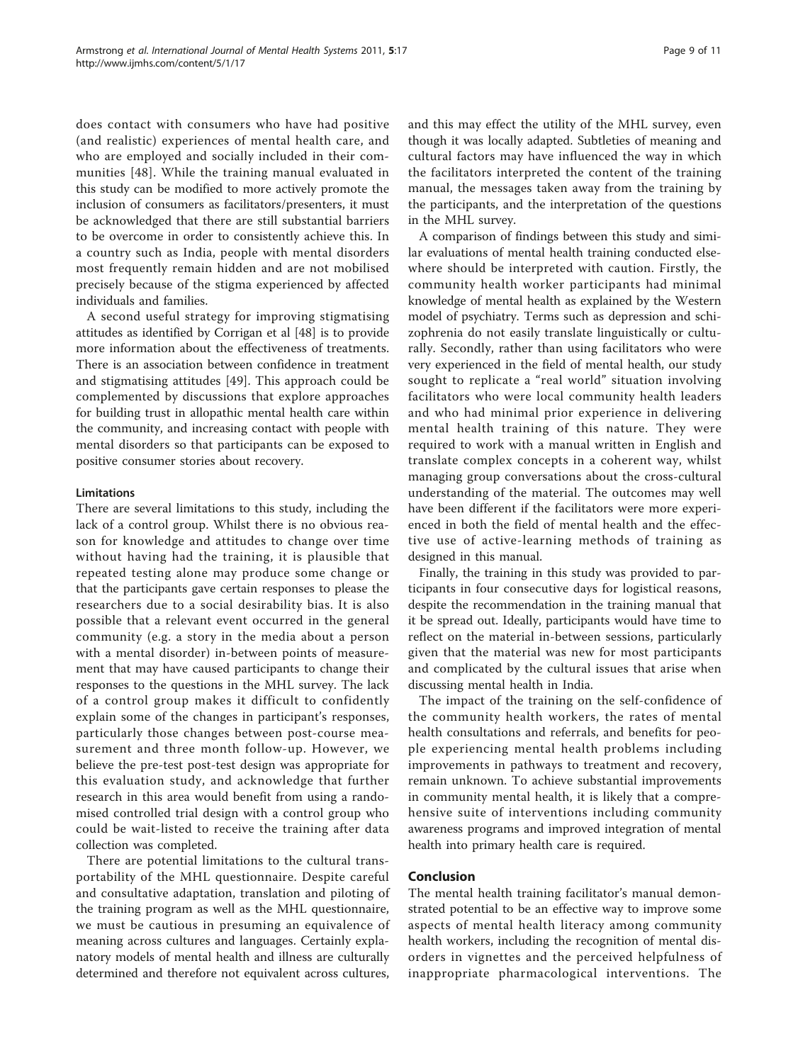does contact with consumers who have had positive (and realistic) experiences of mental health care, and who are employed and socially included in their communities [48]. While the training manual evaluated in this study can be modified to more actively promote the inclusion of consumers as facilitators/presenters, it must be acknowledged that there are still substantial barriers to be overcome in order to consistently achieve this. In a country such as India, people with mental disorders most frequently remain hidden and are not mobilised precisely because of the stigma experienced by affected individuals and families.

A second useful strategy for improving stigmatising attitudes as identified by Corrigan et al [48] is to provide more information about the effectiveness of treatments. There is an association between confidence in treatment and stigmatising attitudes [49]. This approach could be complemented by discussions that explore approaches for building trust in allopathic mental health care within the community, and increasing contact with people with mental disorders so that participants can be exposed to positive consumer stories about recovery.

### Limitations

There are several limitations to this study, including the lack of a control group. Whilst there is no obvious reason for knowledge and attitudes to change over time without having had the training, it is plausible that repeated testing alone may produce some change or that the participants gave certain responses to please the researchers due to a social desirability bias. It is also possible that a relevant event occurred in the general community (e.g. a story in the media about a person with a mental disorder) in-between points of measurement that may have caused participants to change their responses to the questions in the MHL survey. The lack of a control group makes it difficult to confidently explain some of the changes in participant's responses, particularly those changes between post-course measurement and three month follow-up. However, we believe the pre-test post-test design was appropriate for this evaluation study, and acknowledge that further research in this area would benefit from using a randomised controlled trial design with a control group who could be wait-listed to receive the training after data collection was completed.

There are potential limitations to the cultural transportability of the MHL questionnaire. Despite careful and consultative adaptation, translation and piloting of the training program as well as the MHL questionnaire, we must be cautious in presuming an equivalence of meaning across cultures and languages. Certainly explanatory models of mental health and illness are culturally determined and therefore not equivalent across cultures, and this may effect the utility of the MHL survey, even though it was locally adapted. Subtleties of meaning and cultural factors may have influenced the way in which the facilitators interpreted the content of the training manual, the messages taken away from the training by the participants, and the interpretation of the questions in the MHL survey.

A comparison of findings between this study and similar evaluations of mental health training conducted elsewhere should be interpreted with caution. Firstly, the community health worker participants had minimal knowledge of mental health as explained by the Western model of psychiatry. Terms such as depression and schizophrenia do not easily translate linguistically or culturally. Secondly, rather than using facilitators who were very experienced in the field of mental health, our study sought to replicate a "real world" situation involving facilitators who were local community health leaders and who had minimal prior experience in delivering mental health training of this nature. They were required to work with a manual written in English and translate complex concepts in a coherent way, whilst managing group conversations about the cross-cultural understanding of the material. The outcomes may well have been different if the facilitators were more experienced in both the field of mental health and the effective use of active-learning methods of training as designed in this manual.

Finally, the training in this study was provided to participants in four consecutive days for logistical reasons, despite the recommendation in the training manual that it be spread out. Ideally, participants would have time to reflect on the material in-between sessions, particularly given that the material was new for most participants and complicated by the cultural issues that arise when discussing mental health in India.

The impact of the training on the self-confidence of the community health workers, the rates of mental health consultations and referrals, and benefits for people experiencing mental health problems including improvements in pathways to treatment and recovery, remain unknown. To achieve substantial improvements in community mental health, it is likely that a comprehensive suite of interventions including community awareness programs and improved integration of mental health into primary health care is required.

## Conclusion

The mental health training facilitator's manual demonstrated potential to be an effective way to improve some aspects of mental health literacy among community health workers, including the recognition of mental disorders in vignettes and the perceived helpfulness of inappropriate pharmacological interventions. The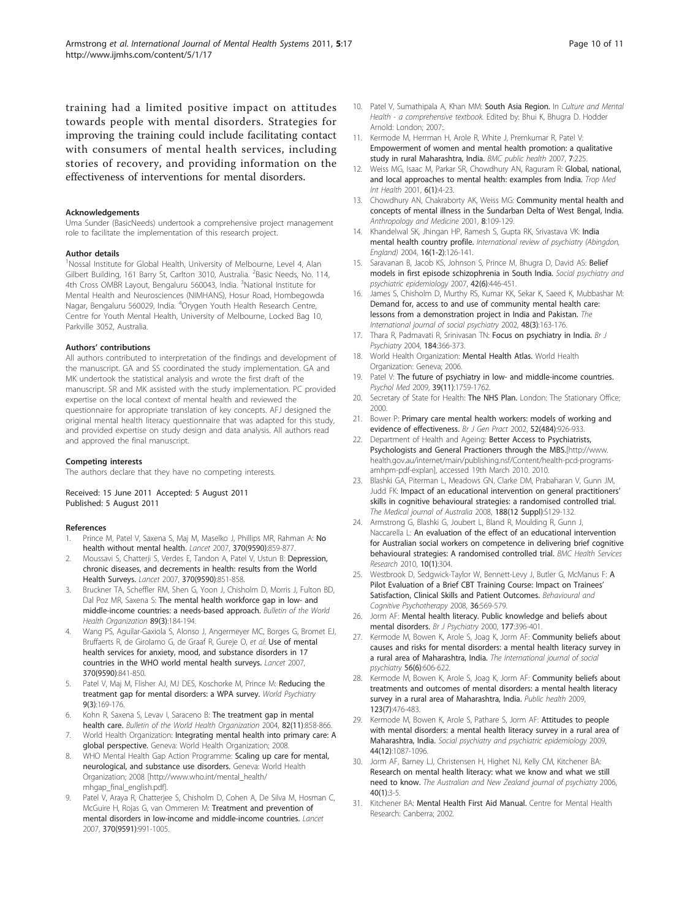training had a limited positive impact on attitudes towards people with mental disorders. Strategies for improving the training could include facilitating contact with consumers of mental health services, including stories of recovery, and providing information on the effectiveness of interventions for mental disorders.

#### Acknowledgements

Uma Sunder (BasicNeeds) undertook a comprehensive project management role to facilitate the implementation of this research project.

#### Author details

[1]Nossal Institute for Global Health, University of Melbourne, Level 4, Alan Gilbert Building, 161 Barry St, Carlton 3010, Australia. [2]Basic Needs, No. 114, 4th Cross OMBR Layout, Bengaluru 560043, India. [3]National Institute for Mental Health and Neurosciences (NIMHANS), Hosur Road, Hombegowda Nagar, Bengaluru 560029, India. [4]Orygen Youth Health Research Centre, Centre for Youth Mental Health, University of Melbourne, Locked Bag 10, Parkville 3052, Australia.

#### Authors' contributions

All authors contributed to interpretation of the findings and development of the manuscript. GA and SS coordinated the study implementation. GA and MK undertook the statistical analysis and wrote the first draft of the manuscript. SR and MK assisted with the study implementation. PC provided expertise on the local context of mental health and reviewed the questionnaire for appropriate translation of key concepts. AFJ designed the original mental health literacy questionnaire that was adapted for this study, and provided expertise on study design and data analysis. All authors read and approved the final manuscript.

#### Competing interests

The authors declare that they have no competing interests.

Received: 15 June 2011 Accepted: 5 August 2011
Published: 5 August 2011

#### References

1. Prince M, Patel V, Saxena S, Maj M, Maselko J, Phillips MR, Rahman A: **No health without mental health.** *Lancet* 2007, **370(9590)**:859-877.
2. Moussavi S, Chatterji S, Verdes E, Tandon A, Patel V, Ustun B: **Depression, chronic diseases, and decrements in health: results from the World Health Surveys.** *Lancet* 2007, **370(9590)**:851-858.
3. Bruckner TA, Scheffler RM, Shen G, Yoon J, Chisholm D, Morris J, Fulton BD, Dal Poz MR, Saxena S: **The mental health workforce gap in low- and middle-income countries: a needs-based approach.** *Bulletin of the World Health Organization* **89(3)**:184-194.
4. Wang PS, Aguilar-Gaxiola S, Alonso J, Angermeyer MC, Borges G, Bromet EJ, Bruffaerts R, de Girolamo G, de Graaf R, Gureje O, *et al*: **Use of mental health services for anxiety, mood, and substance disorders in 17 countries in the WHO world mental health surveys.** *Lancet* 2007, **370(9590)**:841-850.
5. Patel V, Maj M, Flisher AJ, MJ DES, Koschorke M, Prince M: **Reducing the treatment gap for mental disorders: a WPA survey.** *World Psychiatry* **9(3)**:169-176.
6. Kohn R, Saxena S, Levav I, Saraceno B: **The treatment gap in mental health care.** *Bulletin of the World Health Organization* 2004, **82(11)**:858-866.
7. World Health Organization: **Integrating mental health into primary care: A global perspective.** Geneva: World Health Organization; 2008.
8. WHO Mental Health Gap Action Programme: **Scaling up care for mental, neurological, and substance use disorders.** Geneva: World Health Organization; 2008 [http://www.who.int/mental_health/mhgap_final_english.pdf].
9. Patel V, Araya R, Chatterjee S, Chisholm D, Cohen A, De Silva M, Hosman C, McGuire H, Rojas G, van Ommeren M: **Treatment and prevention of mental disorders in low-income and middle-income countries.** *Lancet* 2007, **370(9591)**:991-1005.
10. Patel V, Sumathipala A, Khan MM: **South Asia Region.** In *Culture and Mental Health - a comprehensive textbook.* Edited by: Bhui K, Bhugra D. Hodder Arnold: London; 2007:.
11. Kermode M, Herrman H, Arole R, White J, Premkumar R, Patel V: **Empowerment of women and mental health promotion: a qualitative study in rural Maharashtra, India.** *BMC public health* 2007, **7**:225.
12. Weiss MG, Isaac M, Parkar SR, Chowdhury AN, Raguram R: **Global, national, and local approaches to mental health: examples from India.** *Trop Med Int Health* 2001, **6(1)**:4-23.
13. Chowdhury AN, Chakraborty AK, Weiss MG: **Community mental health and concepts of mental illness in the Sundarban Delta of West Bengal, India.** *Anthropology and Medicine* 2001, **8**:109-129.
14. Khandelwal SK, Jhingan HP, Ramesh S, Gupta RK, Srivastava VK: **India mental health country profile.** *International review of psychiatry (Abingdon, England)* 2004, **16(1-2)**:126-141.
15. Saravanan B, Jacob KS, Johnson S, Prince M, Bhugra D, David AS: **Belief models in first episode schizophrenia in South India.** *Social psychiatry and psychiatric epidemiology* 2007, **42(6)**:446-451.
16. James S, Chisholm D, Murthy RS, Kumar KK, Sekar K, Saeed K, Mubbashar M: **Demand for, access to and use of community mental health care: lessons from a demonstration project in India and Pakistan.** *The International journal of social psychiatry* 2002, **48(3)**:163-176.
17. Thara R, Padmavati R, Srinivasan TN: **Focus on psychiatry in India.** *Br J Psychiatry* 2004, **184**:366-373.
18. World Health Organization: **Mental Health Atlas.** World Health Organization: Geneva; 2006.
19. Patel V: **The future of psychiatry in low- and middle-income countries.** *Psychol Med* 2009, **39(11)**:1759-1762.
20. Secretary of State for Health: **The NHS Plan.** London: The Stationary Office; 2000.
21. Bower P: **Primary care mental health workers: models of working and evidence of effectiveness.** *Br J Gen Pract* 2002, **52(484)**:926-933.
22. Department of Health and Ageing: **Better Access to Psychiatrists, Psychologists and General Practioners through the MBS.**[http://www.health.gov.au/internet/main/publishing.nsf/Content/health-pcd-programs-amhpm-pdf-explan], accessed 19th March 2010. 2010.
23. Blashki GA, Piterman L, Meadows GN, Clarke DM, Prabaharan V, Gunn JM, Judd FK: **Impact of an educational intervention on general practitioners' skills in cognitive behavioural strategies: a randomised controlled trial.** *The Medical journal of Australia* 2008, **188(12 Suppl)**:S129-132.
24. Armstrong G, Blashki G, Joubert L, Bland R, Moulding R, Gunn J, Naccarella L: **An evaluation of the effect of an educational intervention for Australian social workers on competence in delivering brief cognitive behavioural strategies: A randomised controlled trial.** *BMC Health Services Research* 2010, **10(1)**:304.
25. Westbrook D, Sedgwick-Taylor W, Bennett-Levy J, Butler G, McManus F: **A Pilot Evaluation of a Brief CBT Training Course: Impact on Trainees' Satisfaction, Clinical Skills and Patient Outcomes.** *Behavioural and Cognitive Psychotherapy* 2008, **36**:569-579.
26. Jorm AF: **Mental health literacy. Public knowledge and beliefs about mental disorders.** *Br J Psychiatry* 2000, **177**:396-401.
27. Kermode M, Bowen K, Arole S, Joag K, Jorm AF: **Community beliefs about causes and risks for mental disorders: a mental health literacy survey in a rural area of Maharashtra, India.** *The International journal of social psychiatry* **56(6)**:606-622.
28. Kermode M, Bowen K, Arole S, Joag K, Jorm AF: **Community beliefs about treatments and outcomes of mental disorders: a mental health literacy survey in a rural area of Maharashtra, India.** *Public health* 2009, **123(7)**:476-483.
29. Kermode M, Bowen K, Arole S, Pathare S, Jorm AF: **Attitudes to people with mental disorders: a mental health literacy survey in a rural area of Maharashtra, India.** *Social psychiatry and psychiatric epidemiology* 2009, **44(12)**:1087-1096.
30. Jorm AF, Barney LJ, Christensen H, Highet NJ, Kelly CM, Kitchener BA: **Research on mental health literacy: what we know and what we still need to know.** *The Australian and New Zealand journal of psychiatry* 2006, **40(1)**:3-5.
31. Kitchener BA: **Mental Health First Aid Manual.** Centre for Mental Health Research: Canberra; 2002.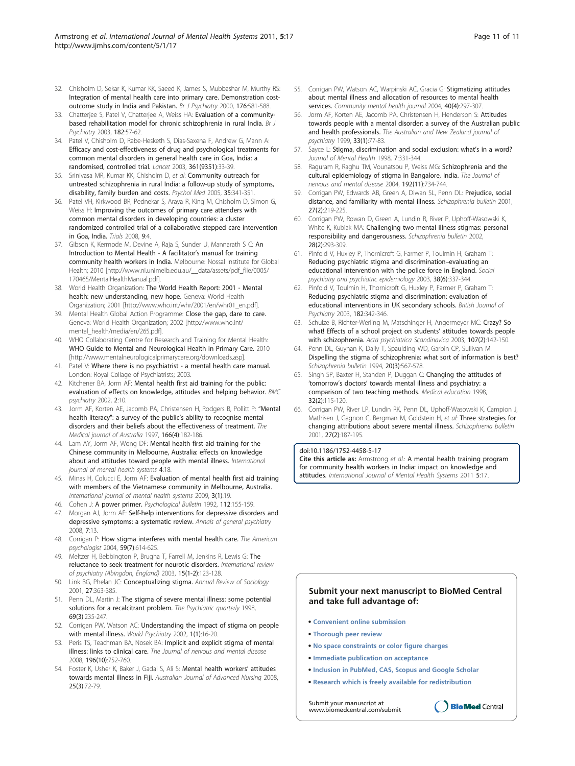32. Chisholm D, Sekar K, Kumar KK, Saeed K, James S, Mubbashar M, Murthy RS: **Integration of mental health care into primary care. Demonstration cost-outcome study in India and Pakistan.** *Br J Psychiatry* 2000, **176**:581-588.
33. Chatterjee S, Patel V, Chatterjee A, Weiss HA: **Evaluation of a community-based rehabilitation model for chronic schizophrenia in rural India.** *Br J Psychiatry* 2003, **182**:57-62.
34. Patel V, Chisholm D, Rabe-Hesketh S, Dias-Saxena F, Andrew G, Mann A: **Efficacy and cost-effectiveness of drug and psychological treatments for common mental disorders in general health care in Goa, India: a randomised, controlled trial.** *Lancet* 2003, **361(9351)**:33-39.
35. Srinivasa MR, Kumar KK, Chisholm D, *et al*: **Community outreach for untreated schizophrenia in rural India: a follow-up study of symptoms, disability, family burden and costs.** *Psychol Med* 2005, **35**:341-351.
36. Patel VH, Kirkwood BR, Pednekar S, Araya R, King M, Chisholm D, Simon G, Weiss H: **Improving the outcomes of primary care attenders with common mental disorders in developing countries: a cluster randomized controlled trial of a collaborative stepped care intervention in Goa, India.** *Trials* 2008, **9**:4.
37. Gibson K, Kermode M, Devine A, Raja S, Sunder U, Mannarath S C: **An Introduction to Mental Health - A facilitator's manual for training community health workers in India.** Melbourne: Nossal Institute for Global Health; 2010 [http://www.ni.unimelb.edu.au/__data/assets/pdf_file/0005/170465/MentalHealthManual.pdf].
38. World Health Organization: **The World Health Report: 2001 - Mental health: new understanding, new hope.** Geneva: World Health Organization; 2001 [http://www.who.int/whr/2001/en/whr01_en.pdf].
39. Mental Health Global Action Programme: **Close the gap, dare to care.** Geneva: World Health Organization; 2002 [http://www.who.int/mental_health/media/en/265.pdf].
40. WHO Collaborating Centre for Research and Training for Mental Health: **WHO Guide to Mental and Neurological Health in Primary Care.** 2010 [http://www.mentalneurologicalprimarycare.org/downloads.asp].
41. Patel V: **Where there is no psychiatrist - a mental health care manual.** London: Royal Collage of Psychiatrists; 2003.
42. Kitchener BA, Jorm AF: **Mental health first aid training for the public: evaluation of effects on knowledge, attitudes and helping behavior.** *BMC psychiatry* 2002, **2**:10.
43. Jorm AF, Korten AE, Jacomb PA, Christensen H, Rodgers B, Pollitt P: **"Mental health literacy": a survey of the public's ability to recognise mental disorders and their beliefs about the effectiveness of treatment.** *The Medical journal of Australia* 1997, **166(4)**:182-186.
44. Lam AY, Jorm AF, Wong DF: **Mental health first aid training for the Chinese community in Melbourne, Australia: effects on knowledge about and attitudes toward people with mental illness.** *International journal of mental health systems* **4**:18.
45. Minas H, Colucci E, Jorm AF: **Evaluation of mental health first aid training with members of the Vietnamese community in Melbourne, Australia.** *International journal of mental health systems* 2009, **3(1)**:19.
46. Cohen J: **A power primer.** *Psychological Bulletin* 1992, **112**:155-159.
47. Morgan AJ, Jorm AF: **Self-help interventions for depressive disorders and depressive symptoms: a systematic review.** *Annals of general psychiatry* 2008, **7**:13.
48. Corrigan P: **How stigma interferes with mental health care.** *The American psychologist* 2004, **59(7)**:614-625.
49. Meltzer H, Bebbington P, Brugha T, Farrell M, Jenkins R, Lewis G: **The reluctance to seek treatment for neurotic disorders.** *International review of psychiatry (Abingdon, England)* 2003, **15(1-2)**:123-128.
50. Link BG, Phelan JC: **Conceptualizing stigma.** *Annual Review of Sociology* 2001, **27**:363-385.
51. Penn DL, Martin J: **The stigma of severe mental illness: some potential solutions for a recalcitrant problem.** *The Psychiatric quarterly* 1998, **69(3)**:235-247.
52. Corrigan PW, Watson AC: **Understanding the impact of stigma on people with mental illness.** *World Psychiatry* 2002, **1(1)**:16-20.
53. Peris TS, Teachman BA, Nosek BA: **Implicit and explicit stigma of mental illness: links to clinical care.** *The Journal of nervous and mental disease* 2008, **196(10)**:752-760.
54. Foster K, Usher K, Baker J, Gadai S, Ali S: **Mental health workers' attitudes towards mental illness in Fiji.** *Australian Journal of Advanced Nursing* 2008, **25(3)**:72-79.
55. Corrigan PW, Watson AC, Warpinski AC, Gracia G: **Stigmatizing attitudes about mental illness and allocation of resources to mental health services.** *Community mental health journal* 2004, **40(4)**:297-307.
56. Jorm AF, Korten AE, Jacomb PA, Christensen H, Henderson S: **Attitudes towards people with a mental disorder: a survey of the Australian public and health professionals.** *The Australian and New Zealand journal of psychiatry* 1999, **33(1)**:77-83.
57. Sayce L: **Stigma, discrimination and social exclusion: what's in a word?** *Journal of Mental Health* 1998, **7**:331-344.
58. Raguram R, Raghu TM, Vounatsou P, Weiss MG: **Schizophrenia and the cultural epidemiology of stigma in Bangalore, India.** *The Journal of nervous and mental disease* 2004, **192(11)**:734-744.
59. Corrigan PW, Edwards AB, Green A, Diwan SL, Penn DL: **Prejudice, social distance, and familiarity with mental illness.** *Schizophrenia bulletin* 2001, **27(2)**:219-225.
60. Corrigan PW, Rowan D, Green A, Lundin R, River P, Uphoff-Wasowski K, White K, Kubiak MA: **Challenging two mental illness stigmas: personal responsibility and dangerousness.** *Schizophrenia bulletin* 2002, **28(2)**:293-309.
61. Pinfold V, Huxley P, Thornicroft G, Farmer P, Toulmin H, Graham T: **Reducing psychiatric stigma and discrimination–evaluating an educational intervention with the police force in England.** *Social psychiatry and psychiatric epidemiology* 2003, **38(6)**:337-344.
62. Pinfold V, Toulmin H, Thornicroft G, Huxley P, Farmer P, Graham T: **Reducing psychiatric stigma and discrimination: evaluation of educational interventions in UK secondary schools.** *British Journal of Psychiatry* 2003, **182**:342-346.
63. Schulze B, Richter-Werling M, Matschinger H, Angermeyer MC: **Crazy? So what! Effects of a school project on students' attitudes towards people with schizophrenia.** *Acta psychiatrica Scandinavica* 2003, **107(2)**:142-150.
64. Penn DL, Guynan K, Daily T, Spaulding WD, Garbin CP, Sullivan M: **Dispelling the stigma of schizophrenia: what sort of information is best?** *Schizophrenia bulletin* 1994, **20(3)**:567-578.
65. Singh SP, Baxter H, Standen P, Duggan C: **Changing the attitudes of 'tomorrow's doctors' towards mental illness and psychiatry: a comparison of two teaching methods.** *Medical education* 1998, **32(2)**:115-120.
66. Corrigan PW, River LP, Lundin RK, Penn DL, Uphoff-Wasowski K, Campion J, Mathisen J, Gagnon C, Bergman M, Goldstein H, *et al*: **Three strategies for changing attributions about severe mental illness.** *Schizophrenia bulletin* 2001, **27(2)**:187-195.

doi:10.1186/1752-4458-5-17

**Cite this article as:** Armstrong *et al.*: A mental health training program for community health workers in India: impact on knowledge and attitudes. *International Journal of Mental Health Systems* 2011 **5**:17.

**Submit your next manuscript to BioMed Central and take full advantage of:**

- **Convenient online submission**
- **Thorough peer review**
- **No space constraints or color figure charges**
- **Immediate publication on acceptance**
- **Inclusion in PubMed, CAS, Scopus and Google Scholar**
- **Research which is freely available for redistribution**

Submit your manuscript at
www.biomedcentral.com/submit

BioMed Central